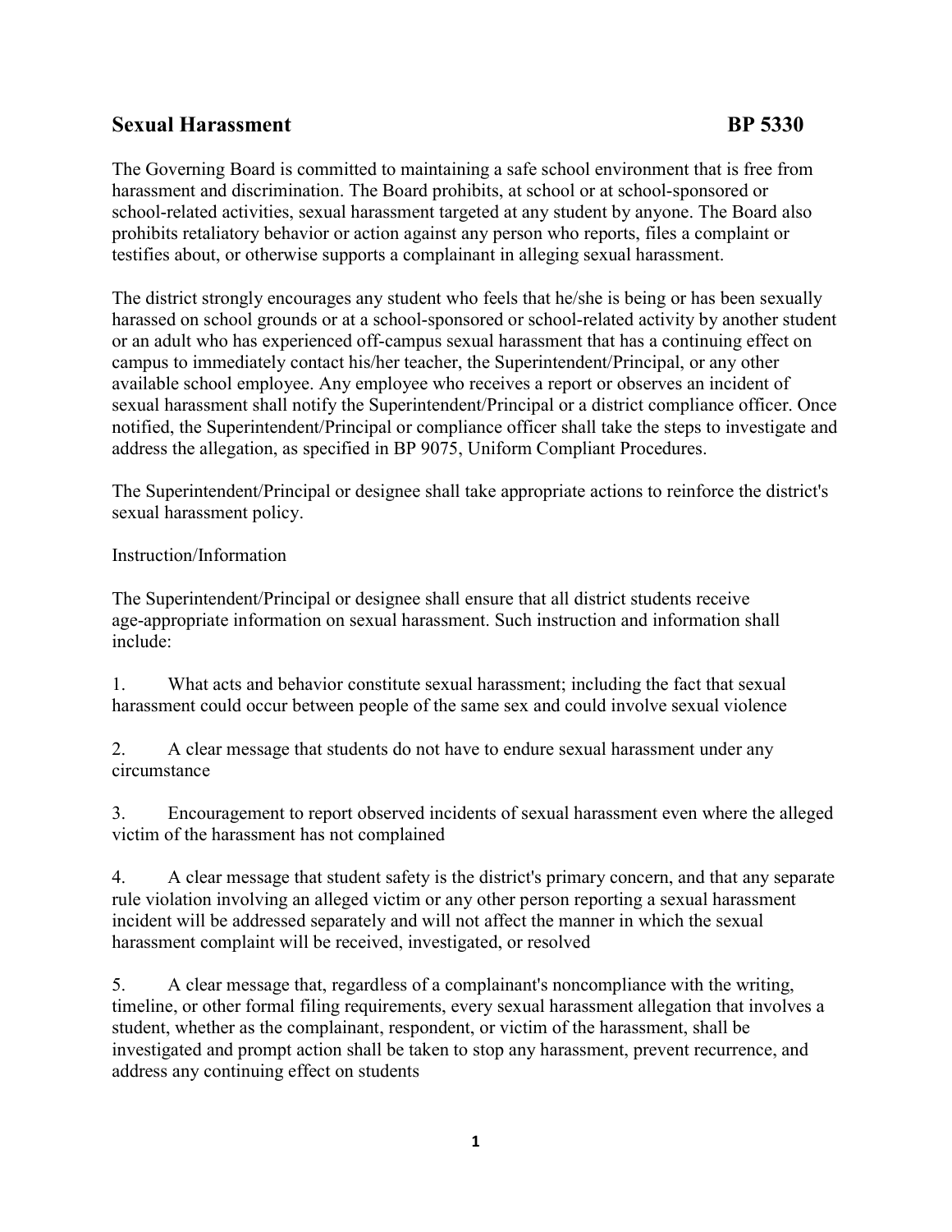# Sexual Harassment BP 5330

The Governing Board is committed to maintaining a safe school environment that is free from harassment and discrimination. The Board prohibits, at school or at school-sponsored or school-related activities, sexual harassment targeted at any student by anyone. The Board also prohibits retaliatory behavior or action against any person who reports, files a complaint or testifies about, or otherwise supports a complainant in alleging sexual harassment.

The district strongly encourages any student who feels that he/she is being or has been sexually harassed on school grounds or at a school-sponsored or school-related activity by another student or an adult who has experienced off-campus sexual harassment that has a continuing effect on campus to immediately contact his/her teacher, the Superintendent/Principal, or any other available school employee. Any employee who receives a report or observes an incident of sexual harassment shall notify the Superintendent/Principal or a district compliance officer. Once notified, the Superintendent/Principal or compliance officer shall take the steps to investigate and address the allegation, as specified in BP 9075, Uniform Compliant Procedures.

The Superintendent/Principal or designee shall take appropriate actions to reinforce the district's sexual harassment policy.

Instruction/Information

The Superintendent/Principal or designee shall ensure that all district students receive age-appropriate information on sexual harassment. Such instruction and information shall include:

1. What acts and behavior constitute sexual harassment; including the fact that sexual harassment could occur between people of the same sex and could involve sexual violence

2. A clear message that students do not have to endure sexual harassment under any circumstance

3. Encouragement to report observed incidents of sexual harassment even where the alleged victim of the harassment has not complained

4. A clear message that student safety is the district's primary concern, and that any separate rule violation involving an alleged victim or any other person reporting a sexual harassment incident will be addressed separately and will not affect the manner in which the sexual harassment complaint will be received, investigated, or resolved

5. A clear message that, regardless of a complainant's noncompliance with the writing, timeline, or other formal filing requirements, every sexual harassment allegation that involves a student, whether as the complainant, respondent, or victim of the harassment, shall be investigated and prompt action shall be taken to stop any harassment, prevent recurrence, and address any continuing effect on students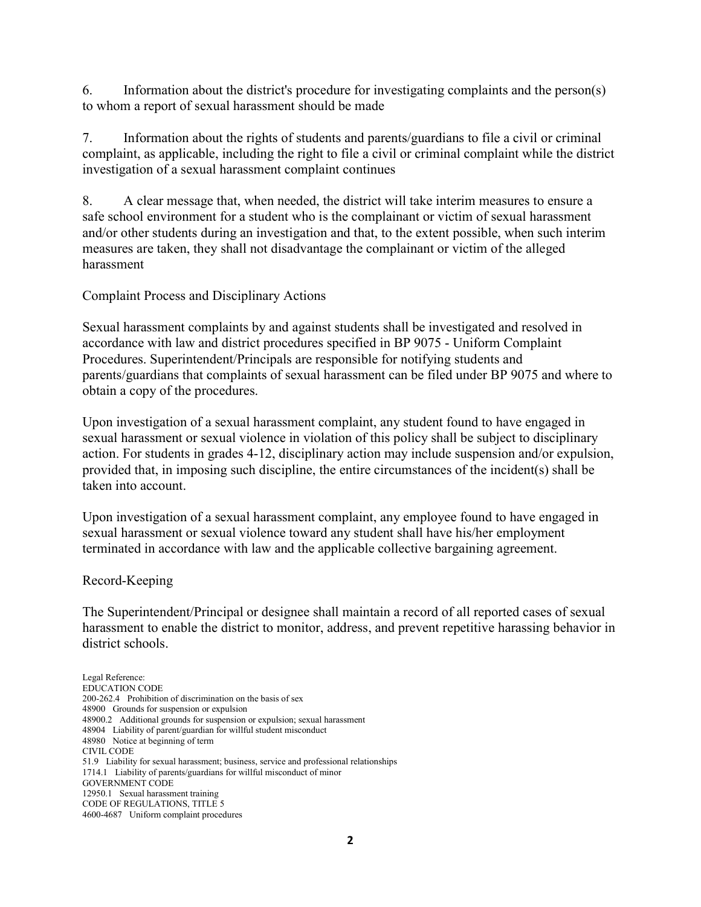6. Information about the district's procedure for investigating complaints and the person(s) to whom a report of sexual harassment should be made

7. Information about the rights of students and parents/guardians to file a civil or criminal complaint, as applicable, including the right to file a civil or criminal complaint while the district investigation of a sexual harassment complaint continues

8. A clear message that, when needed, the district will take interim measures to ensure a safe school environment for a student who is the complainant or victim of sexual harassment and/or other students during an investigation and that, to the extent possible, when such interim measures are taken, they shall not disadvantage the complainant or victim of the alleged harassment

## Complaint Process and Disciplinary Actions

Sexual harassment complaints by and against students shall be investigated and resolved in accordance with law and district procedures specified in BP 9075 - Uniform Complaint Procedures. Superintendent/Principals are responsible for notifying students and parents/guardians that complaints of sexual harassment can be filed under BP 9075 and where to obtain a copy of the procedures.

Upon investigation of a sexual harassment complaint, any student found to have engaged in sexual harassment or sexual violence in violation of this policy shall be subject to disciplinary action. For students in grades 4-12, disciplinary action may include suspension and/or expulsion, provided that, in imposing such discipline, the entire circumstances of the incident(s) shall be taken into account.

Upon investigation of a sexual harassment complaint, any employee found to have engaged in sexual harassment or sexual violence toward any student shall have his/her employment terminated in accordance with law and the applicable collective bargaining agreement.

## Record-Keeping

The Superintendent/Principal or designee shall maintain a record of all reported cases of sexual harassment to enable the district to monitor, address, and prevent repetitive harassing behavior in district schools.

Legal Reference:
EDUCATION CODE
200-262.4 Prohibition of discrimination on the basis of sex
48900 Grounds for suspension or expulsion
48900.2 Additional grounds for suspension or expulsion; sexual harassment
48904 Liability of parent/guardian for willful student misconduct
48980 Notice at beginning of term
CIVIL CODE
51.9 Liability for sexual harassment; business, service and professional relationships
1714.1 Liability of parents/guardians for willful misconduct of minor
GOVERNMENT CODE
12950.1 Sexual harassment training
CODE OF REGULATIONS, TITLE 5
4600-4687 Uniform complaint procedures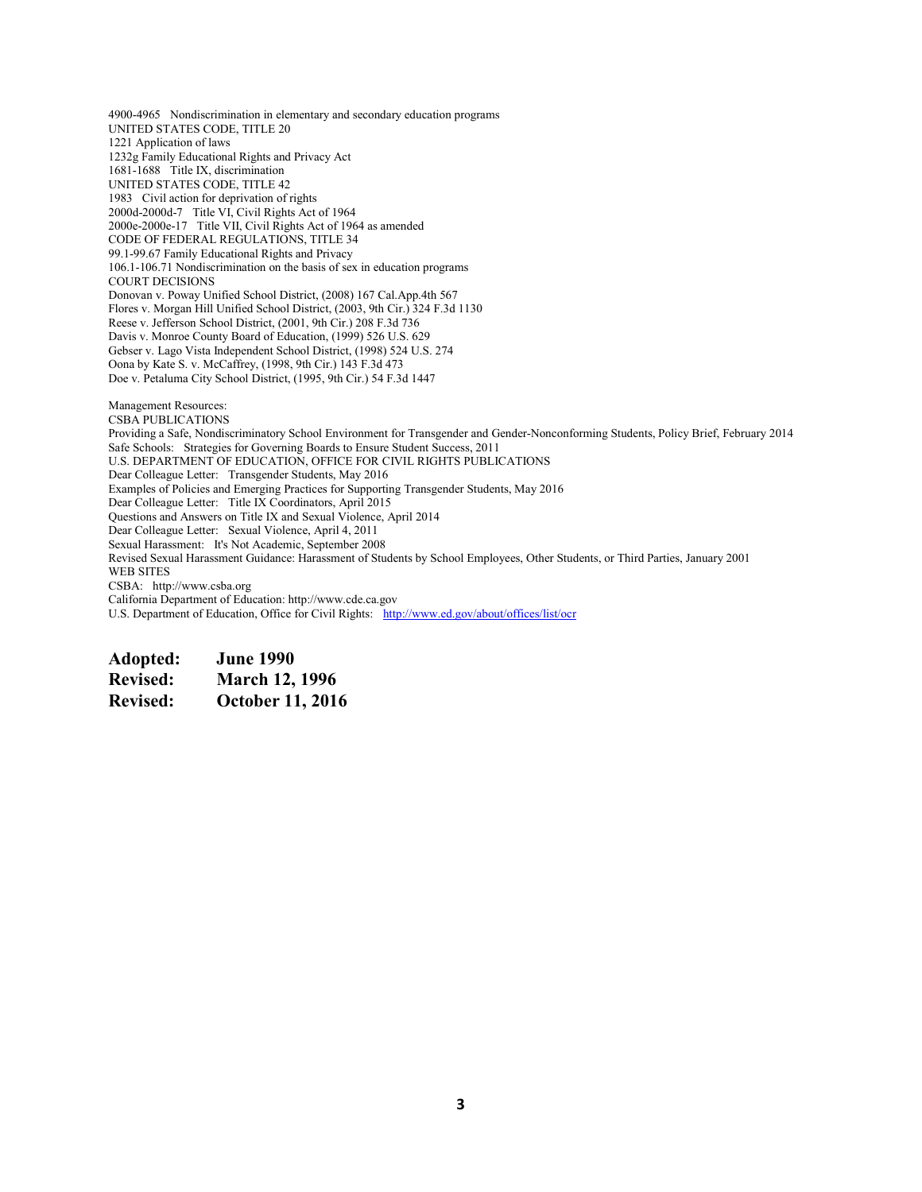4900-4965 Nondiscrimination in elementary and secondary education programs
UNITED STATES CODE, TITLE 20
1221 Application of laws
1232g Family Educational Rights and Privacy Act
1681-1688 Title IX, discrimination
UNITED STATES CODE, TITLE 42
1983 Civil action for deprivation of rights
2000d-2000d-7 Title VI, Civil Rights Act of 1964
2000e-2000e-17 Title VII, Civil Rights Act of 1964 as amended
CODE OF FEDERAL REGULATIONS, TITLE 34
99.1-99.67 Family Educational Rights and Privacy
106.1-106.71 Nondiscrimination on the basis of sex in education programs
COURT DECISIONS
Donovan v. Poway Unified School District, (2008) 167 Cal.App.4th 567
Flores v. Morgan Hill Unified School District, (2003, 9th Cir.) 324 F.3d 1130
Reese v. Jefferson School District, (2001, 9th Cir.) 208 F.3d 736
Davis v. Monroe County Board of Education, (1999) 526 U.S. 629
Gebser v. Lago Vista Independent School District, (1998) 524 U.S. 274
Oona by Kate S. v. McCaffrey, (1998, 9th Cir.) 143 F.3d 473
Doe v. Petaluma City School District, (1995, 9th Cir.) 54 F.3d 1447

Management Resources:
CSBA PUBLICATIONS
Providing a Safe, Nondiscriminatory School Environment for Transgender and Gender-Nonconforming Students, Policy Brief, February 2014
Safe Schools: Strategies for Governing Boards to Ensure Student Success, 2011
U.S. DEPARTMENT OF EDUCATION, OFFICE FOR CIVIL RIGHTS PUBLICATIONS
Dear Colleague Letter: Transgender Students, May 2016
Examples of Policies and Emerging Practices for Supporting Transgender Students, May 2016
Dear Colleague Letter: Title IX Coordinators, April 2015
Questions and Answers on Title IX and Sexual Violence, April 2014
Dear Colleague Letter: Sexual Violence, April 4, 2011
Sexual Harassment: It's Not Academic, September 2008
Revised Sexual Harassment Guidance: Harassment of Students by School Employees, Other Students, or Third Parties, January 2001
WEB SITES
CSBA: http://www.csba.org
California Department of Education: http://www.cde.ca.gov
U.S. Department of Education, Office for Civil Rights: http://www.ed.gov/about/offices/list/ocr

**Adopted: June 1990**
**Revised: March 12, 1996**
**Revised: October 11, 2016**